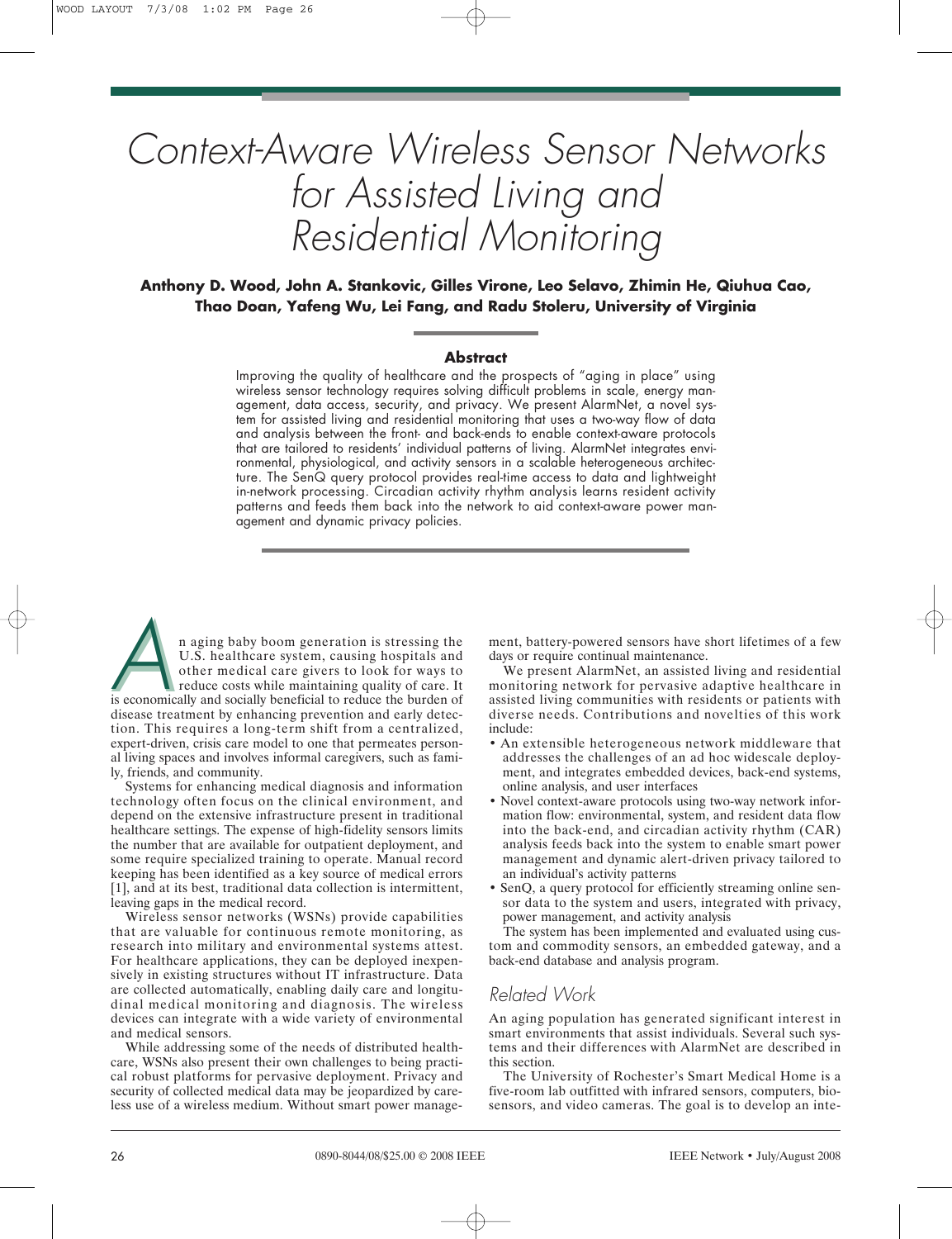# Context-Aware Wireless Sensor Networks for Assisted Living and Residential Monitoring

**Anthony D. Wood, John A. Stankovic, Gilles Virone, Leo Selavo, Zhimin He, Qiuhua Cao, Thao Doan, Yafeng Wu, Lei Fang, and Radu Stoleru, University of Virginia**

## Abstract

Improving the quality of healthcare and the prospects of "aging in place" using wireless sensor technology requires solving difficult problems in scale, energy management, data access, security, and privacy. We present AlarmNet, a novel system for assisted living and residential monitoring that uses a two-way flow of data and analysis between the front- and back-ends to enable context-aware protocols that are tailored to residents' individual patterns of living. AlarmNet integrates environmental, physiological, and activity sensors in a scalable heterogeneous architecture. The SenQ query protocol provides real-time access to data and lightweight in-network processing. Circadian activity rhythm analysis learns resident activity patterns and feeds them back into the network to aid context-aware power management and dynamic privacy policies.

An aging baby boom generation is stressing the U.S. healthcare system, causing hospitals and other medical care givers to look for ways to reduce costs while maintaining quality of care. It is economically and socially beneficial to reduce the burden of disease treatment by enhancing prevention and early detection. This requires a long-term shift from a centralized, expert-driven, crisis care model to one that permeates personal living spaces and involves informal caregivers, such as family, friends, and community.

Systems for enhancing medical diagnosis and information technology often focus on the clinical environment, and depend on the extensive infrastructure present in traditional healthcare settings. The expense of high-fidelity sensors limits the number that are available for outpatient deployment, and some require specialized training to operate. Manual record keeping has been identified as a key source of medical errors [1], and at its best, traditional data collection is intermittent, leaving gaps in the medical record.

Wireless sensor networks (WSNs) provide capabilities that are valuable for continuous remote monitoring, as research into military and environmental systems attest. For healthcare applications, they can be deployed inexpensively in existing structures without IT infrastructure. Data are collected automatically, enabling daily care and longitudinal medical monitoring and diagnosis. The wireless devices can integrate with a wide variety of environmental and medical sensors.

While addressing some of the needs of distributed healthcare, WSNs also present their own challenges to being practical robust platforms for pervasive deployment. Privacy and security of collected medical data may be jeopardized by careless use of a wireless medium. Without smart power management, battery-powered sensors have short lifetimes of a few days or require continual maintenance.

We present AlarmNet, an assisted living and residential monitoring network for pervasive adaptive healthcare in assisted living communities with residents or patients with diverse needs. Contributions and novelties of this work include:

- An extensible heterogeneous network middleware that addresses the challenges of an ad hoc widescale deployment, and integrates embedded devices, back-end systems, online analysis, and user interfaces
- Novel context-aware protocols using two-way network information flow: environmental, system, and resident data flow into the back-end, and circadian activity rhythm (CAR) analysis feeds back into the system to enable smart power management and dynamic alert-driven privacy tailored to an individual's activity patterns
- SenQ, a query protocol for efficiently streaming online sensor data to the system and users, integrated with privacy, power management, and activity analysis

The system has been implemented and evaluated using custom and commodity sensors, an embedded gateway, and a back-end database and analysis program.

## Related Work

An aging population has generated significant interest in smart environments that assist individuals. Several such systems and their differences with AlarmNet are described in this section.

The University of Rochester's Smart Medical Home is a five-room lab outfitted with infrared sensors, computers, biosensors, and video cameras. The goal is to develop an inte-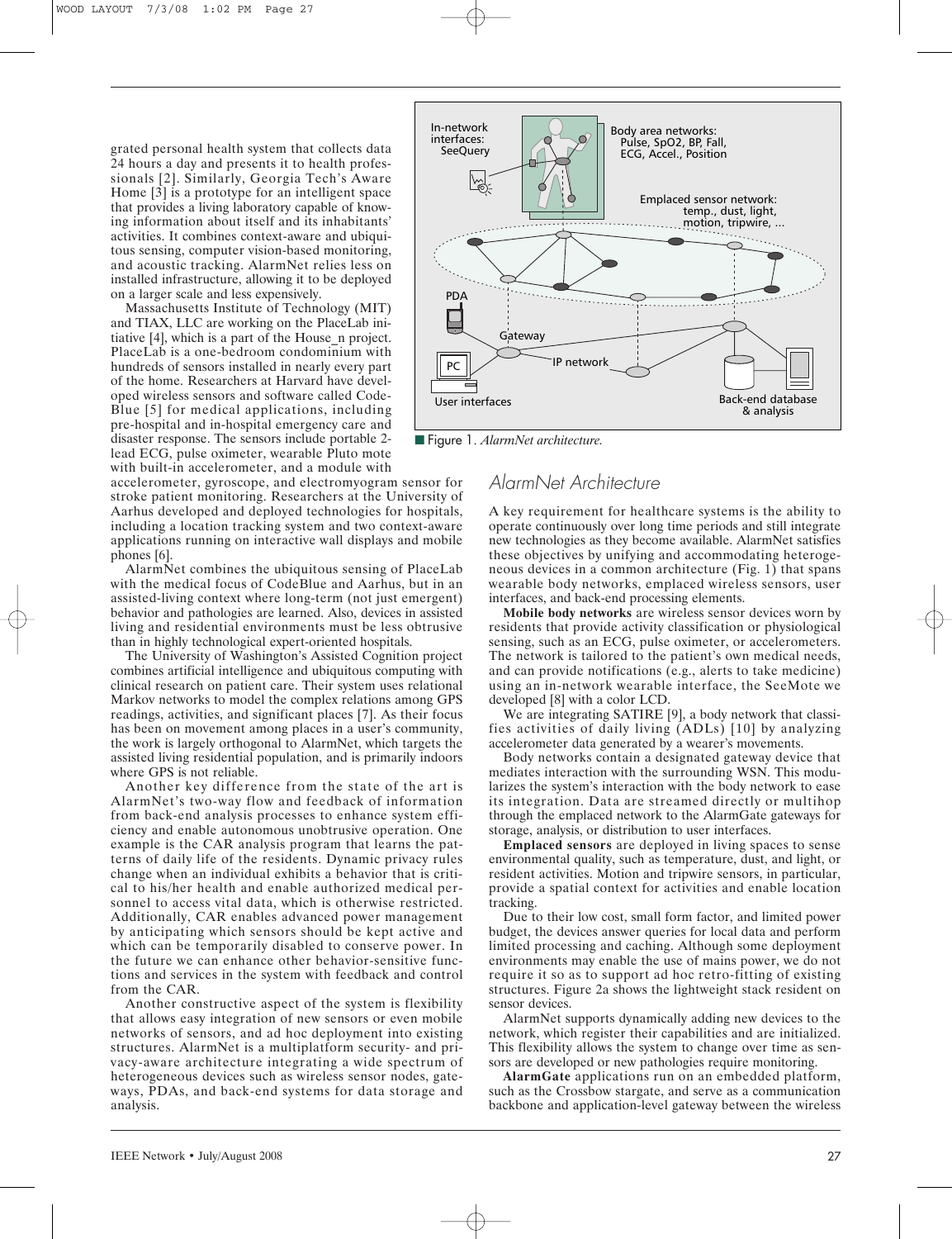grated personal health system that collects data 24 hours a day and presents it to health professionals [2]. Similarly, Georgia Tech's Aware Home [3] is a prototype for an intelligent space that provides a living laboratory capable of knowing information about itself and its inhabitants' activities. It combines context-aware and ubiquitous sensing, computer vision-based monitoring, and acoustic tracking. AlarmNet relies less on installed infrastructure, allowing it to be deployed on a larger scale and less expensively.

Massachusetts Institute of Technology (MIT) and TIAX, LLC are working on the PlaceLab initiative [4], which is a part of the House_n project. PlaceLab is a one-bedroom condominium with hundreds of sensors installed in nearly every part of the home. Researchers at Harvard have developed wireless sensors and software called CodeBlue [5] for medical applications, including pre-hospital and in-hospital emergency care and disaster response. The sensors include portable 2-lead ECG, pulse oximeter, wearable Pluto mote with built-in accelerometer, and a module with accelerometer, gyroscope, and electromyogram sensor for stroke patient monitoring. Researchers at the University of Aarhus developed and deployed technologies for hospitals, including a location tracking system and two context-aware applications running on interactive wall displays and mobile phones [6].

AlarmNet combines the ubiquitous sensing of PlaceLab with the medical focus of CodeBlue and Aarhus, but in an assisted-living context where long-term (not just emergent) behavior and pathologies are learned. Also, devices in assisted living and residential environments must be less obtrusive than in highly technological expert-oriented hospitals.

The University of Washington's Assisted Cognition project combines artificial intelligence and ubiquitous computing with clinical research on patient care. Their system uses relational Markov networks to model the complex relations among GPS readings, activities, and significant places [7]. As their focus has been on movement among places in a user's community, the work is largely orthogonal to AlarmNet, which targets the assisted living residential population, and is primarily indoors where GPS is not reliable.

Another key difference from the state of the art is AlarmNet's two-way flow and feedback of information from back-end analysis processes to enhance system efficiency and enable autonomous unobtrusive operation. One example is the CAR analysis program that learns the patterns of daily life of the residents. Dynamic privacy rules change when an individual exhibits a behavior that is critical to his/her health and enable authorized medical personnel to access vital data, which is otherwise restricted. Additionally, CAR enables advanced power management by anticipating which sensors should be kept active and which can be temporarily disabled to conserve power. In the future we can enhance other behavior-sensitive functions and services in the system with feedback and control from the CAR.

Another constructive aspect of the system is flexibility that allows easy integration of new sensors or even mobile networks of sensors, and ad hoc deployment into existing structures. AlarmNet is a multiplatform security- and privacy-aware architecture integrating a wide spectrum of heterogeneous devices such as wireless sensor nodes, gateways, PDAs, and back-end systems for data storage and analysis.

Figure 1. *AlarmNet architecture.*

## AlarmNet Architecture

A key requirement for healthcare systems is the ability to operate continuously over long time periods and still integrate new technologies as they become available. AlarmNet satisfies these objectives by unifying and accommodating heterogeneous devices in a common architecture (Fig. 1) that spans wearable body networks, emplaced wireless sensors, user interfaces, and back-end processing elements.

**Mobile body networks** are wireless sensor devices worn by residents that provide activity classification or physiological sensing, such as an ECG, pulse oximeter, or accelerometers. The network is tailored to the patient's own medical needs, and can provide notifications (e.g., alerts to take medicine) using an in-network wearable interface, the SeeMote we developed [8] with a color LCD.

We are integrating SATIRE [9], a body network that classifies activities of daily living (ADLs) [10] by analyzing accelerometer data generated by a wearer's movements.

Body networks contain a designated gateway device that mediates interaction with the surrounding WSN. This modularizes the system's interaction with the body network to ease its integration. Data are streamed directly or multihop through the emplaced network to the AlarmGate gateways for storage, analysis, or distribution to user interfaces.

**Emplaced sensors** are deployed in living spaces to sense environmental quality, such as temperature, dust, and light, or resident activities. Motion and tripwire sensors, in particular, provide a spatial context for activities and enable location tracking.

Due to their low cost, small form factor, and limited power budget, the devices answer queries for local data and perform limited processing and caching. Although some deployment environments may enable the use of mains power, we do not require it so as to support ad hoc retro-fitting of existing structures. Figure 2a shows the lightweight stack resident on sensor devices.

AlarmNet supports dynamically adding new devices to the network, which register their capabilities and are initialized. This flexibility allows the system to change over time as sensors are developed or new pathologies require monitoring.

**AlarmGate** applications run on an embedded platform, such as the Crossbow stargate, and serve as a communication backbone and application-level gateway between the wireless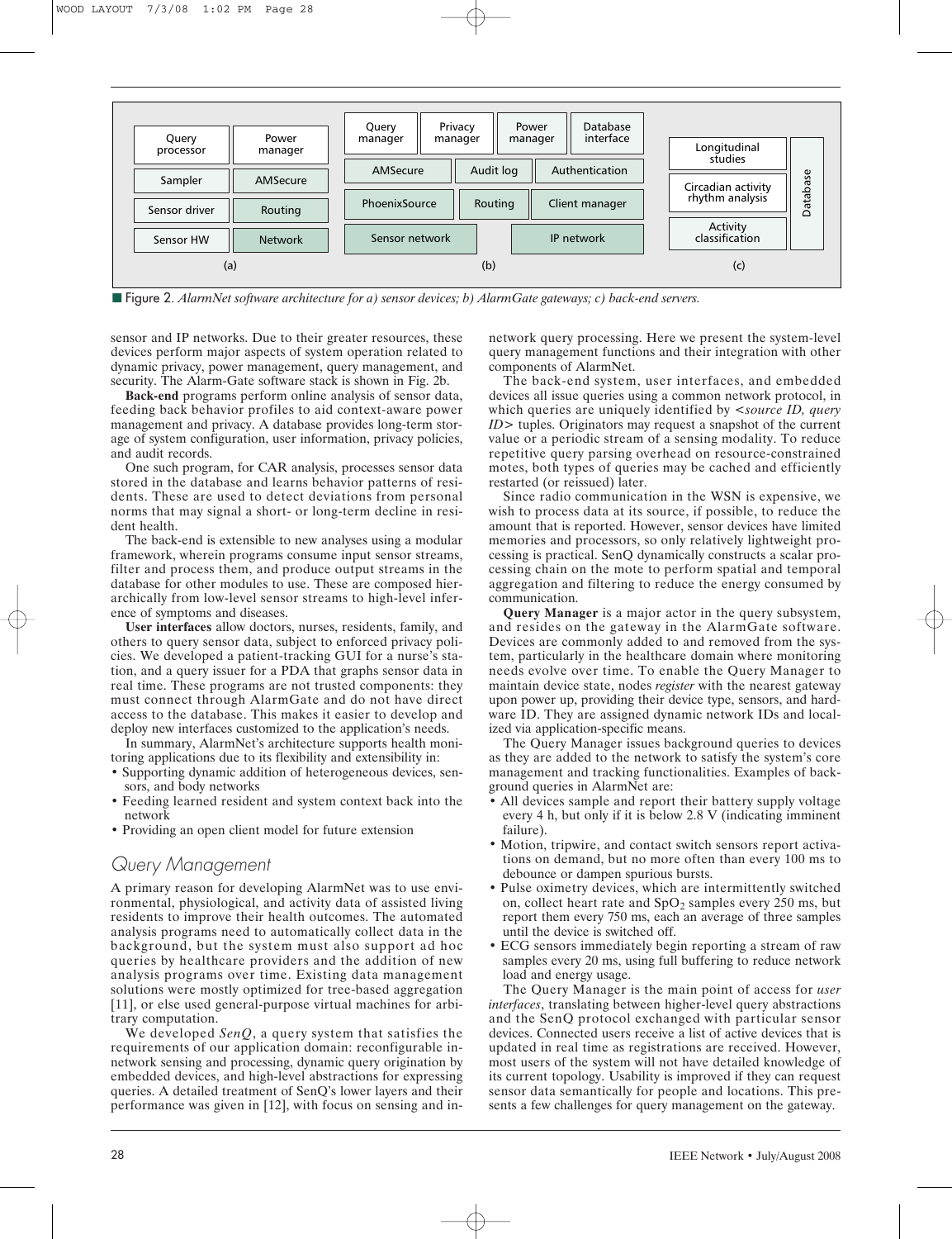Query processor

Power manager

Sampler

AMSecure

Sensor driver

Routing

Sensor HW

Network

(a)

Query manager

Privacy manager

Power manager

Database interface

AMSecure

Audit log

Authentication

PhoenixSource

Routing

Client manager

Sensor network

IP network

(b)

Longitudinal studies

Circadian activity rhythm analysis

Activity classification

Database

(c)

■ Figure 2. *AlarmNet software architecture for a) sensor devices; b) AlarmGate gateways; c) back-end servers.*

sensor and IP networks. Due to their greater resources, these devices perform major aspects of system operation related to dynamic privacy, power management, query management, and security. The Alarm-Gate software stack is shown in Fig. 2b.

**Back-end** programs perform online analysis of sensor data, feeding back behavior profiles to aid context-aware power management and privacy. A database provides long-term storage of system configuration, user information, privacy policies, and audit records.

One such program, for CAR analysis, processes sensor data stored in the database and learns behavior patterns of residents. These are used to detect deviations from personal norms that may signal a short- or long-term decline in resident health.

The back-end is extensible to new analyses using a modular framework, wherein programs consume input sensor streams, filter and process them, and produce output streams in the database for other modules to use. These are composed hierarchically from low-level sensor streams to high-level inference of symptoms and diseases.

**User interfaces** allow doctors, nurses, residents, family, and others to query sensor data, subject to enforced privacy policies. We developed a patient-tracking GUI for a nurse's station, and a query issuer for a PDA that graphs sensor data in real time. These programs are not trusted components: they must connect through AlarmGate and do not have direct access to the database. This makes it easier to develop and deploy new interfaces customized to the application's needs.

In summary, AlarmNet's architecture supports health monitoring applications due to its flexibility and extensibility in:
- Supporting dynamic addition of heterogeneous devices, sensors, and body networks
- Feeding learned resident and system context back into the network
- Providing an open client model for future extension

## Query Management

A primary reason for developing AlarmNet was to use environmental, physiological, and activity data of assisted living residents to improve their health outcomes. The automated analysis programs need to automatically collect data in the background, but the system must also support ad hoc queries by healthcare providers and the addition of new analysis programs over time. Existing data management solutions were mostly optimized for tree-based aggregation [11], or else used general-purpose virtual machines for arbitrary computation.

We developed *SenQ*, a query system that satisfies the requirements of our application domain: reconfigurable in-network sensing and processing, dynamic query origination by embedded devices, and high-level abstractions for expressing queries. A detailed treatment of SenQ's lower layers and their performance was given in [12], with focus on sensing and in-network query processing. Here we present the system-level query management functions and their integration with other components of AlarmNet.

The back-end system, user interfaces, and embedded devices all issue queries using a common network protocol, in which queries are uniquely identified by *<source ID, query ID>* tuples. Originators may request a snapshot of the current value or a periodic stream of a sensing modality. To reduce repetitive query parsing overhead on resource-constrained motes, both types of queries may be cached and efficiently restarted (or reissued) later.

Since radio communication in the WSN is expensive, we wish to process data at its source, if possible, to reduce the amount that is reported. However, sensor devices have limited memories and processors, so only relatively lightweight processing is practical. SenQ dynamically constructs a scalar processing chain on the mote to perform spatial and temporal aggregation and filtering to reduce the energy consumed by communication.

**Query Manager** is a major actor in the query subsystem, and resides on the gateway in the AlarmGate software. Devices are commonly added to and removed from the system, particularly in the healthcare domain where monitoring needs evolve over time. To enable the Query Manager to maintain device state, nodes *register* with the nearest gateway upon power up, providing their device type, sensors, and hardware ID. They are assigned dynamic network IDs and localized via application-specific means.

The Query Manager issues background queries to devices as they are added to the network to satisfy the system's core management and tracking functionalities. Examples of background queries in AlarmNet are:
- All devices sample and report their battery supply voltage every 4 h, but only if it is below 2.8 V (indicating imminent failure).
- Motion, tripwire, and contact switch sensors report activations on demand, but no more often than every 100 ms to debounce or dampen spurious bursts.
- Pulse oximetry devices, which are intermittently switched on, collect heart rate and $SpO_2$ samples every 250 ms, but report them every 750 ms, each an average of three samples until the device is switched off.
- ECG sensors immediately begin reporting a stream of raw samples every 20 ms, using full buffering to reduce network load and energy usage.

The Query Manager is the main point of access for *user interfaces*, translating between higher-level query abstractions and the SenQ protocol exchanged with particular sensor devices. Connected users receive a list of active devices that is updated in real time as registrations are received. However, most users of the system will not have detailed knowledge of its current topology. Usability is improved if they can request sensor data semantically for people and locations. This presents a few challenges for query management on the gateway.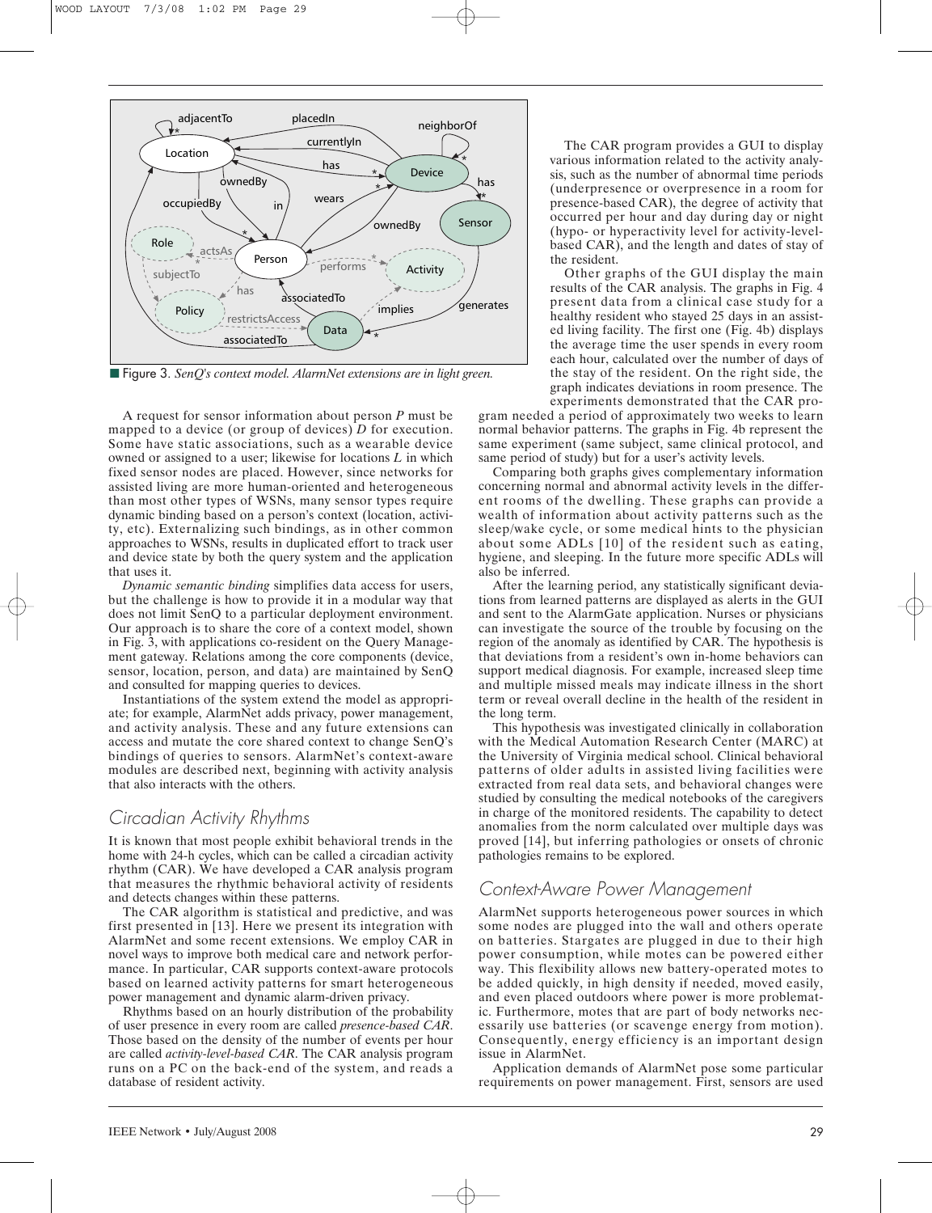adjacentTo

placedIn

neighborOf

Location

currentlyIn

has

Device

ownedBy

has

occupiedBy

in

wears

ownedBy

Sensor

Role

actsAs

Person

performs

Activity

subjectTo

has

associatedTo

Policy

implies

generates

restrictsAccess

Data

associatedTo

■ Figure 3. *SenQ's context model. AlarmNet extensions are in light green.*

A request for sensor information about person *P* must be mapped to a device (or group of devices) *D* for execution. Some have static associations, such as a wearable device owned or assigned to a user; likewise for locations *L* in which fixed sensor nodes are placed. However, since networks for assisted living are more human-oriented and heterogeneous than most other types of WSNs, many sensor types require dynamic binding based on a person's context (location, activity, etc). Externalizing such bindings, as in other common approaches to WSNs, results in duplicated effort to track user and device state by both the query system and the application that uses it.

*Dynamic semantic binding* simplifies data access for users, but the challenge is how to provide it in a modular way that does not limit SenQ to a particular deployment environment. Our approach is to share the core of a context model, shown in Fig. 3, with applications co-resident on the Query Management gateway. Relations among the core components (device, sensor, location, person, and data) are maintained by SenQ and consulted for mapping queries to devices.

Instantiations of the system extend the model as appropriate; for example, AlarmNet adds privacy, power management, and activity analysis. These and any future extensions can access and mutate the core shared context to change SenQ's bindings of queries to sensors. AlarmNet's context-aware modules are described next, beginning with activity analysis that also interacts with the others.

## Circadian Activity Rhythms

It is known that most people exhibit behavioral trends in the home with 24-h cycles, which can be called a circadian activity rhythm (CAR). We have developed a CAR analysis program that measures the rhythmic behavioral activity of residents and detects changes within these patterns.

The CAR algorithm is statistical and predictive, and was first presented in [13]. Here we present its integration with AlarmNet and some recent extensions. We employ CAR in novel ways to improve both medical care and network performance. In particular, CAR supports context-aware protocols based on learned activity patterns for smart heterogeneous power management and dynamic alarm-driven privacy.

Rhythms based on an hourly distribution of the probability of user presence in every room are called *presence-based CAR*. Those based on the density of the number of events per hour are called *activity-level-based CAR*. The CAR analysis program runs on a PC on the back-end of the system, and reads a database of resident activity.

The CAR program provides a GUI to display various information related to the activity analysis, such as the number of abnormal time periods (underpresence or overpresence in a room for presence-based CAR), the degree of activity that occurred per hour and day during day or night (hypo- or hyperactivity level for activity-level-based CAR), and the length and dates of stay of the resident.

Other graphs of the GUI display the main results of the CAR analysis. The graphs in Fig. 4 present data from a clinical case study for a healthy resident who stayed 25 days in an assisted living facility. The first one (Fig. 4b) displays the average time the user spends in every room each hour, calculated over the number of days of the stay of the resident. On the right side, the graph indicates deviations in room presence. The experiments demonstrated that the CAR program needed a period of approximately two weeks to learn normal behavior patterns. The graphs in Fig. 4b represent the same experiment (same subject, same clinical protocol, and same period of study) but for a user's activity levels.

Comparing both graphs gives complementary information concerning normal and abnormal activity levels in the different rooms of the dwelling. These graphs can provide a wealth of information about activity patterns such as the sleep/wake cycle, or some medical hints to the physician about some ADLs [10] of the resident such as eating, hygiene, and sleeping. In the future more specific ADLs will also be inferred.

After the learning period, any statistically significant deviations from learned patterns are displayed as alerts in the GUI and sent to the AlarmGate application. Nurses or physicians can investigate the source of the trouble by focusing on the region of the anomaly as identified by CAR. The hypothesis is that deviations from a resident's own in-home behaviors can support medical diagnosis. For example, increased sleep time and multiple missed meals may indicate illness in the short term or reveal overall decline in the health of the resident in the long term.

This hypothesis was investigated clinically in collaboration with the Medical Automation Research Center (MARC) at the University of Virginia medical school. Clinical behavioral patterns of older adults in assisted living facilities were extracted from real data sets, and behavioral changes were studied by consulting the medical notebooks of the caregivers in charge of the monitored residents. The capability to detect anomalies from the norm calculated over multiple days was proved [14], but inferring pathologies or onsets of chronic pathologies remains to be explored.

## Context-Aware Power Management

AlarmNet supports heterogeneous power sources in which some nodes are plugged into the wall and others operate on batteries. Stargates are plugged in due to their high power consumption, while motes can be powered either way. This flexibility allows new battery-operated motes to be added quickly, in high density if needed, moved easily, and even placed outdoors where power is more problematic. Furthermore, motes that are part of body networks necessarily use batteries (or scavenge energy from motion). Consequently, energy efficiency is an important design issue in AlarmNet.

Application demands of AlarmNet pose some particular requirements on power management. First, sensors are used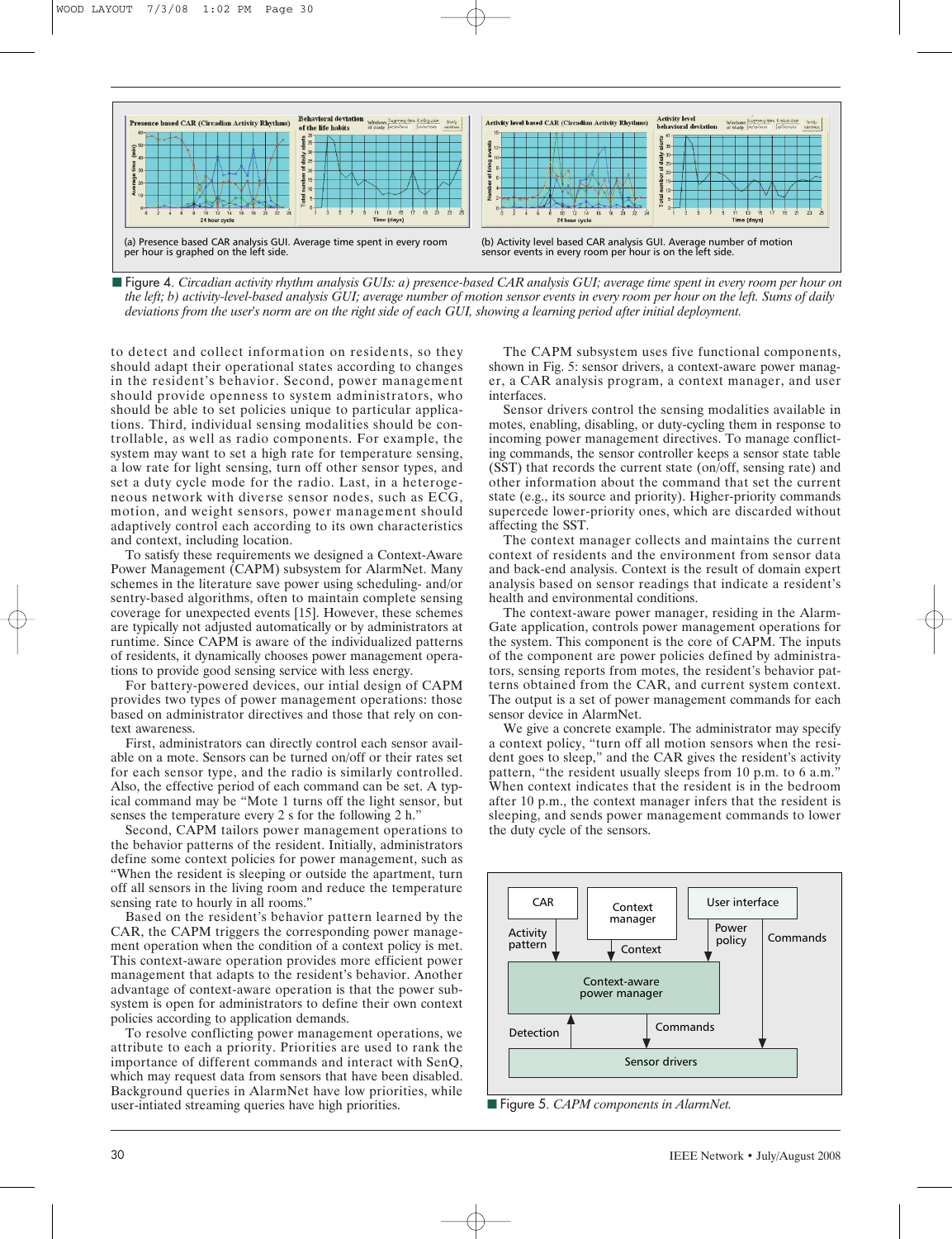(a) Presence based CAR analysis GUI. Average time spent in every room per hour is graphed on the left side.

(b) Activity level based CAR analysis GUI. Average number of motion sensor events in every room per hour is on the left side.

■ Figure 4. *Circadian activity rhythm analysis GUIs: a) presence-based CAR analysis GUI; average time spent in every room per hour on the left; b) activity-level-based analysis GUI; average number of motion sensor events in every room per hour on the left. Sums of daily deviations from the user's norm are on the right side of each GUI, showing a learning period after initial deployment.*

to detect and collect information on residents, so they should adapt their operational states according to changes in the resident's behavior. Second, power management should provide openness to system administrators, who should be able to set policies unique to particular applications. Third, individual sensing modalities should be controllable, as well as radio components. For example, the system may want to set a high rate for temperature sensing, a low rate for light sensing, turn off other sensor types, and set a duty cycle mode for the radio. Last, in a heterogeneous network with diverse sensor nodes, such as ECG, motion, and weight sensors, power management should adaptively control each according to its own characteristics and context, including location.

To satisfy these requirements we designed a Context-Aware Power Management (CAPM) subsystem for AlarmNet. Many schemes in the literature save power using scheduling- and/or sentry-based algorithms, often to maintain complete sensing coverage for unexpected events [15]. However, these schemes are typically not adjusted automatically or by administrators at runtime. Since CAPM is aware of the individualized patterns of residents, it dynamically chooses power management operations to provide good sensing service with less energy.

For battery-powered devices, our intial design of CAPM provides two types of power management operations: those based on administrator directives and those that rely on context awareness.

First, administrators can directly control each sensor available on a mote. Sensors can be turned on/off or their rates set for each sensor type, and the radio is similarly controlled. Also, the effective period of each command can be set. A typical command may be "Mote 1 turns off the light sensor, but senses the temperature every 2 s for the following 2 h."

Second, CAPM tailors power management operations to the behavior patterns of the resident. Initially, administrators define some context policies for power management, such as "When the resident is sleeping or outside the apartment, turn off all sensors in the living room and reduce the temperature sensing rate to hourly in all rooms."

Based on the resident's behavior pattern learned by the CAR, the CAPM triggers the corresponding power management operation when the condition of a context policy is met. This context-aware operation provides more efficient power management that adapts to the resident's behavior. Another advantage of context-aware operation is that the power subsystem is open for administrators to define their own context policies according to application demands.

To resolve conflicting power management operations, we attribute to each a priority. Priorities are used to rank the importance of different commands and interact with SenQ, which may request data from sensors that have been disabled. Background queries in AlarmNet have low priorities, while user-intiated streaming queries have high priorities.

The CAPM subsystem uses five functional components, shown in Fig. 5: sensor drivers, a context-aware power manager, a CAR analysis program, a context manager, and user interfaces.

Sensor drivers control the sensing modalities available in motes, enabling, disabling, or duty-cycling them in response to incoming power management directives. To manage conflicting commands, the sensor controller keeps a sensor state table (SST) that records the current state (on/off, sensing rate) and other information about the command that set the current state (e.g., its source and priority). Higher-priority commands supercede lower-priority ones, which are discarded without affecting the SST.

The context manager collects and maintains the current context of residents and the environment from sensor data and back-end analysis. Context is the result of domain expert analysis based on sensor readings that indicate a resident's health and environmental conditions.

The context-aware power manager, residing in the AlarmGate application, controls power management operations for the system. This component is the core of CAPM. The inputs of the component are power policies defined by administrators, sensing reports from motes, the resident's behavior patterns obtained from the CAR, and current system context. The output is a set of power management commands for each sensor device in AlarmNet.

We give a concrete example. The administrator may specify a context policy, "turn off all motion sensors when the resident goes to sleep," and the CAR gives the resident's activity pattern, "the resident usually sleeps from 10 p.m. to 6 a.m." When context indicates that the resident is in the bedroom after 10 p.m., the context manager infers that the resident is sleeping, and sends power management commands to lower the duty cycle of the sensors.

■ Figure 5. *CAPM components in AlarmNet.*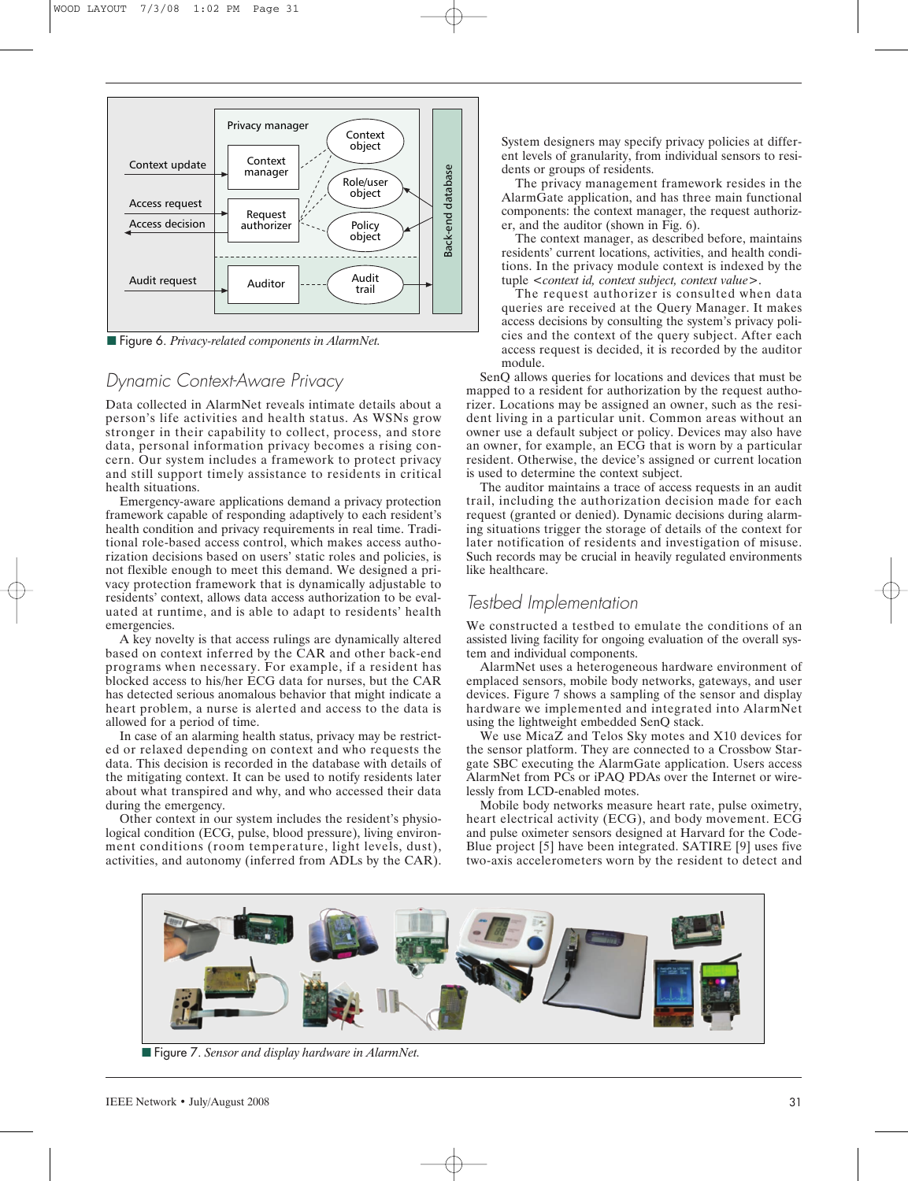Figure 6. *Privacy-related components in AlarmNet.*

## Dynamic Context-Aware Privacy

Data collected in AlarmNet reveals intimate details about a person's life activities and health status. As WSNs grow stronger in their capability to collect, process, and store data, personal information privacy becomes a rising concern. Our system includes a framework to protect privacy and still support timely assistance to residents in critical health situations.

Emergency-aware applications demand a privacy protection framework capable of responding adaptively to each resident's health condition and privacy requirements in real time. Traditional role-based access control, which makes access authorization decisions based on users' static roles and policies, is not flexible enough to meet this demand. We designed a privacy protection framework that is dynamically adjustable to residents' context, allows data access authorization to be evaluated at runtime, and is able to adapt to residents' health emergencies.

A key novelty is that access rulings are dynamically altered based on context inferred by the CAR and other back-end programs when necessary. For example, if a resident has blocked access to his/her ECG data for nurses, but the CAR has detected serious anomalous behavior that might indicate a heart problem, a nurse is alerted and access to the data is allowed for a period of time.

In case of an alarming health status, privacy may be restricted or relaxed depending on context and who requests the data. This decision is recorded in the database with details of the mitigating context. It can be used to notify residents later about what transpired and why, and who accessed their data during the emergency.

Other context in our system includes the resident's physiological condition (ECG, pulse, blood pressure), living environment conditions (room temperature, light levels, dust), activities, and autonomy (inferred from ADLs by the CAR).

System designers may specify privacy policies at different levels of granularity, from individual sensors to residents or groups of residents.

The privacy management framework resides in the AlarmGate application, and has three main functional components: the context manager, the request authorizer, and the auditor (shown in Fig. 6).

The context manager, as described before, maintains residents' current locations, activities, and health conditions. In the privacy module context is indexed by the tuple <*context id, context subject, context value*>.

The request authorizer is consulted when data queries are received at the Query Manager. It makes access decisions by consulting the system's privacy policies and the context of the query subject. After each access request is decided, it is recorded by the auditor module.

SenQ allows queries for locations and devices that must be mapped to a resident for authorization by the request authorizer. Locations may be assigned an owner, such as the resident living in a particular unit. Common areas without an owner use a default subject or policy. Devices may also have an owner, for example, an ECG that is worn by a particular resident. Otherwise, the device's assigned or current location is used to determine the context subject.

The auditor maintains a trace of access requests in an audit trail, including the authorization decision made for each request (granted or denied). Dynamic decisions during alarming situations trigger the storage of details of the context for later notification of residents and investigation of misuse. Such records may be crucial in heavily regulated environments like healthcare.

## Testbed Implementation

We constructed a testbed to emulate the conditions of an assisted living facility for ongoing evaluation of the overall system and individual components.

AlarmNet uses a heterogeneous hardware environment of emplaced sensors, mobile body networks, gateways, and user devices. Figure 7 shows a sampling of the sensor and display hardware we implemented and integrated into AlarmNet using the lightweight embedded SenQ stack.

We use MicaZ and Telos Sky motes and X10 devices for the sensor platform. They are connected to a Crossbow Stargate SBC executing the AlarmGate application. Users access AlarmNet from PCs or iPAQ PDAs over the Internet or wirelessly from LCD-enabled motes.

Mobile body networks measure heart rate, pulse oximetry, heart electrical activity (ECG), and body movement. ECG and pulse oximeter sensors designed at Harvard for the CodeBlue project [5] have been integrated. SATIRE [9] uses five two-axis accelerometers worn by the resident to detect and

Figure 7. *Sensor and display hardware in AlarmNet.*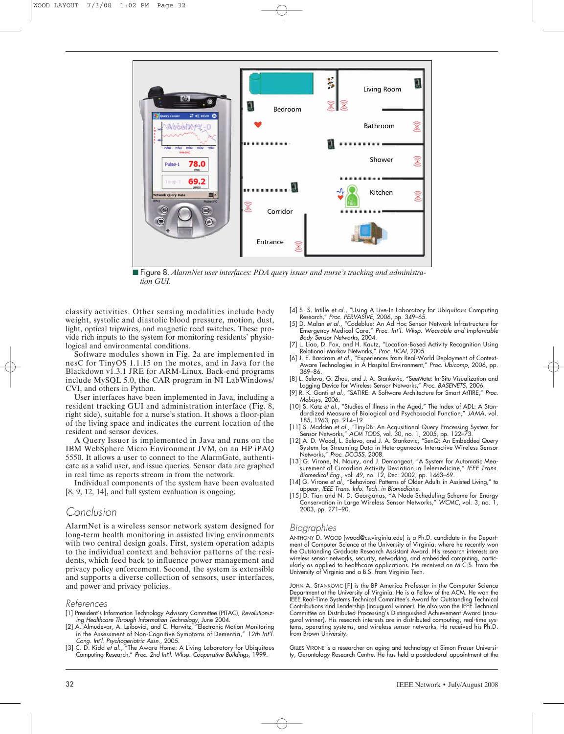■ Figure 8. *AlarmNet user interfaces: PDA query issuer and nurse's tracking and administration GUI.*

classify activities. Other sensing modalities include body weight, systolic and diastolic blood pressure, motion, dust, light, optical tripwires, and magnetic reed switches. These provide rich inputs to the system for monitoring residents' physiological and environmental conditions.

Software modules shown in Fig. 2a are implemented in nesC for TinyOS 1.1.15 on the motes, and in Java for the Blackdown v1.3.1 JRE for ARM-Linux. Back-end programs include MySQL 5.0, the CAR program in NI LabWindows/CVI, and others in Python.

User interfaces have been implemented in Java, including a resident tracking GUI and administration interface (Fig. 8, right side), suitable for a nurse's station. It shows a floor-plan of the living space and indicates the current location of the resident and sensor devices.

A Query Issuer is implemented in Java and runs on the IBM WebSphere Micro Environment JVM, on an HP iPAQ 5550. It allows a user to connect to the AlarmGate, authenticate as a valid user, and issue queries. Sensor data are graphed in real time as reports stream in from the network.

Individual components of the system have been evaluated [8, 9, 12, 14], and full system evaluation is ongoing.

## Conclusion

AlarmNet is a wireless sensor network system designed for long-term health monitoring in assisted living environments with two central design goals. First, system operation adapts to the individual context and behavior patterns of the residents, which feed back to influence power management and privacy policy enforcement. Second, the system is extensible and supports a diverse collection of sensors, user interfaces, and power and privacy policies.

## References

[1] President's Information Technology Advisory Committee (PITAC), *Revolutionizing Healthcare Through Information Technology*, June 2004.

[2] A. Almudevar, A. Leibovici, and C. Horwitz, "Electronic Motion Monitoring in the Assessment of Non-Cognitive Symptoms of Dementia," *12th Int'l. Cong. Int'l. Psychogeriatric Assn.*, 2005.

[3] C. D. Kidd *et al.*, "The Aware Home: A Living Laboratory for Ubiquitous Computing Research," *Proc. 2nd Int'l. Wksp. Cooperative Buildings*, 1999.

[4] S. S. Intille *et al.*, "Using A Live-In Laboratory for Ubiquitous Computing Research," *Proc. PERVASIVE*, 2006, pp. 349–65.

[5] D. Malan *et al.*, "Codeblue: An Ad Hoc Sensor Network Infrastructure for Emergency Medical Care," *Proc. Int'l. Wksp. Wearable and Implantable Body Sensor Networks*, 2004.

[7] L. Liao, D. Fox, and H. Kautz, "Location-Based Activity Recognition Using Relational Markov Networks," *Proc. IJCAI*, 2005.

[6] J. E. Bardram *et al.*, "Experiences from Real-World Deployment of Context-Aware Technologies in A Hospital Environment," *Proc. Ubicomp*, 2006, pp. 369–86.

[8] L. Selavo, G. Zhou, and J. A. Stankovic, "SeeMote: In-Situ Visualization and Logging Device for Wireless Sensor Networks," *Proc. BASENETS*, 2006.

[9] R. K. Ganti *et al.*, "SATIRE: A Software Architecture for Smart AtTIRE," *Proc. Mobisys*, 2006.

[10] S. Katz *et al.*, "Studies of Illness in the Aged," The Index of ADL: A Standardized Measure of Biological and Psychosocial Function," *JAMA*, vol. 185, 1963, pp. 914–19.

[11] S. Madden *et al.*, "TinyDB: An Acqusitional Query Processing System for Sensor Networks," *ACM TODS*, vol. 30, no. 1, 2005, pp. 122–73.

[12] A. D. Wood, L. Selavo, and J. A. Stankovic, "SenQ: An Embedded Query System for Streaming Data in Heterogeneous Interactive Wireless Sensor Networks," *Proc. DCOSS*, 2008.

[13] G. Virone, N. Noury, and J. Demongeot, "A System for Automatic Measurement of Circadian Activity Deviation in Telemedicine," *IEEE Trans. Biomedical Eng.*, vol. 49, no. 12, Dec. 2002, pp. 1463–69.

[14] G. Virone *et al.*, "Behavioral Patterns of Older Adults in Assisted Living," to appear, *IEEE Trans. Info. Tech. in Biomedicine*.

[15] D. Tian and N. D. Georganas, "A Node Scheduling Scheme for Energy Conservation in Large Wireless Sensor Networks," *WCMC*, vol. 3, no. 1, 2003, pp. 271–90.

## Biographies

ANTHONY D. WOOD (wood@cs.virginia.edu) is a Ph.D. candidate in the Department of Computer Science at the University of Virginia, where he recently won the Outstanding Graduate Research Assistant Award. His research interests are wireless sensor networks, security, networking, and embedded computing, particularly as applied to healthcare applications. He received an M.C.S. from the University of Virginia and a B.S. from Virginia Tech.

JOHN A. STANKOVIC [F] is the BP America Professor in the Computer Science Department at the University of Virginia. He is a Fellow of the ACM. He won the IEEE Real-Time Systems Technical Committee's Award for Outstanding Technical Contributions and Leadership (inaugural winner). He also won the IEEE Technical Committee on Distributed Processing's Distinguished Achievement Award (inaugural winner). His research interests are in distributed computing, real-time systems, operating systems, and wireless sensor networks. He received his Ph.D. from Brown University.

GILLES VIRONE is a researcher on aging and technology at Simon Fraser University, Gerontology Research Centre. He has held a postdoctoral appointment at the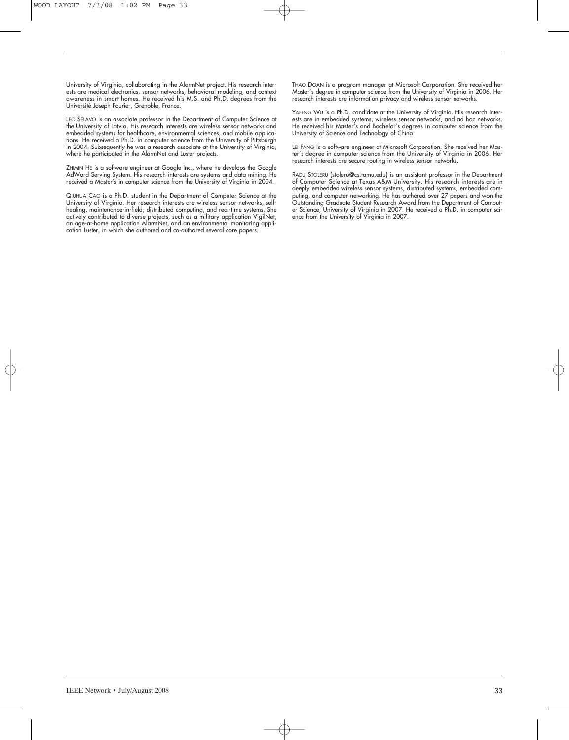University of Virginia, collaborating in the AlarmNet project. His research interests are medical electronics, sensor networks, behavioral modeling, and context awareness in smart homes. He received his M.S. and Ph.D. degrees from the Université Joseph Fourier, Grenoble, France.

LEO SELAVO is an associate professor in the Department of Computer Science at the University of Latvia. His research interests are wireless sensor networks and embedded systems for healthcare, environmental sciences, and mobile applications. He received a Ph.D. in computer science from the University of Pittsburgh in 2004. Subsequently he was a research associate at the University of Virginia, where he participated in the AlarmNet and Luster projects.

ZHIMIN HE is a software engineer at Google Inc., where he develops the Google AdWord Serving System. His research interests are systems and data mining. He received a Master's in computer science from the University of Virginia in 2004.

QIUHUA CAO is a Ph.D. student in the Department of Computer Science at the University of Virginia. Her research interests are wireless sensor networks, self-healing, maintenance-in-field, distributed computing, and real-time systems. She actively contributed to diverse projects, such as a military application VigilNet, an age-at-home application AlarmNet, and an environmental monitoring application Luster, in which she authored and co-authored several core papers.

THAO DOAN is a program manager at Microsoft Corporation. She received her Master's degree in computer science from the University of Virginia in 2006. Her research interests are information privacy and wireless sensor networks.

YAFENG WU is a Ph.D. candidate at the University of Virginia. His research interests are in embedded systems, wireless sensor networks, and ad hoc networks. He received his Master's and Bachelor's degrees in computer science from the University of Science and Technology of China.

LEI FANG is a software engineer at Microsoft Corporation. She received her Master's degree in computer science from the University of Virginia in 2006. Her research interests are secure routing in wireless sensor networks.

RADU STOLERU (stoleru@cs.tamu.edu) is an assistant professor in the Department of Computer Science at Texas A&M University. His research interests are in deeply embedded wireless sensor systems, distributed systems, embedded computing, and computer networking. He has authored over 27 papers and won the Outstanding Graduate Student Research Award from the Department of Computer Science, University of Virginia in 2007. He received a Ph.D. in computer science from the University of Virginia in 2007.